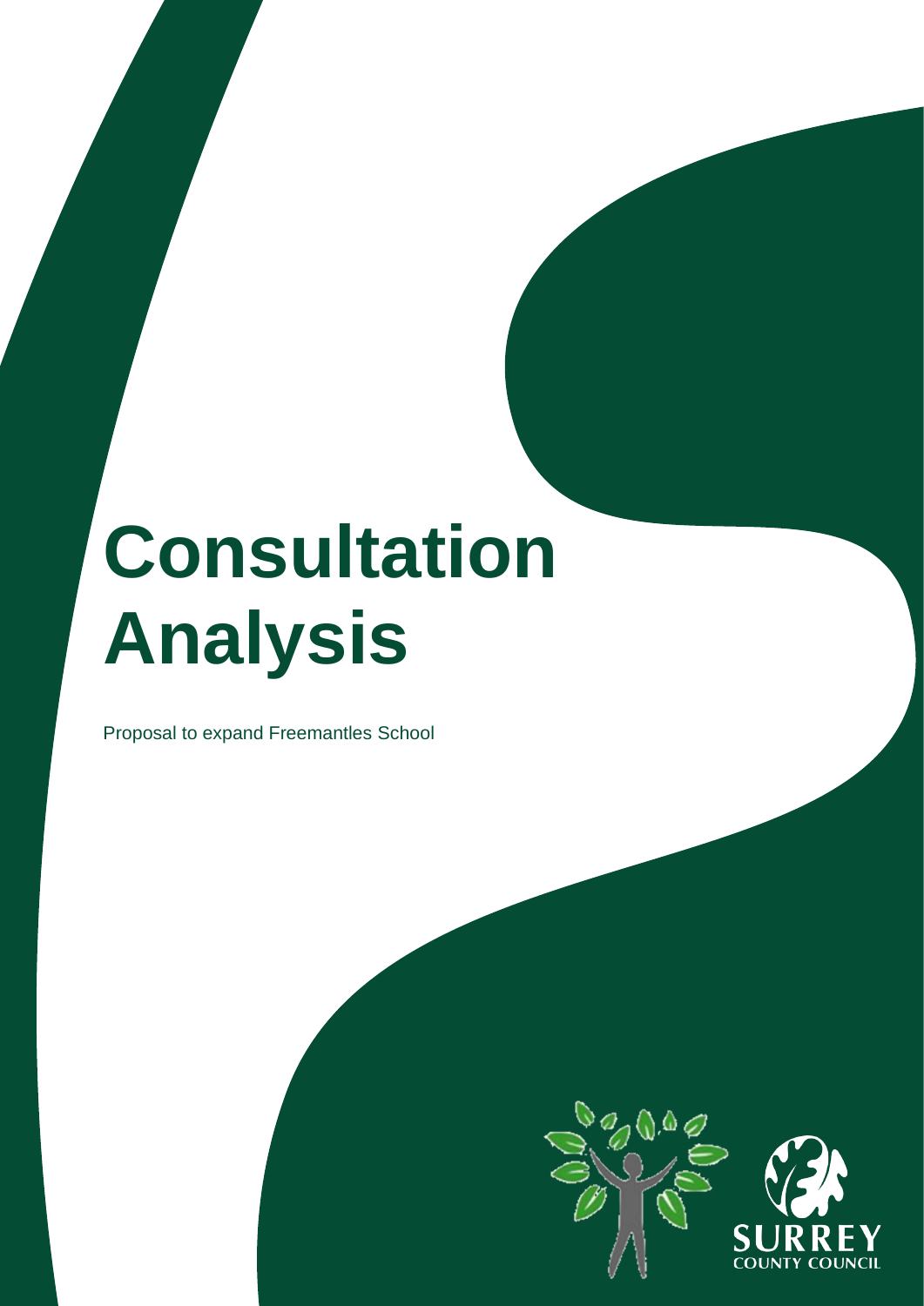# Consultation Analysis

Proposal to expand Freemantles School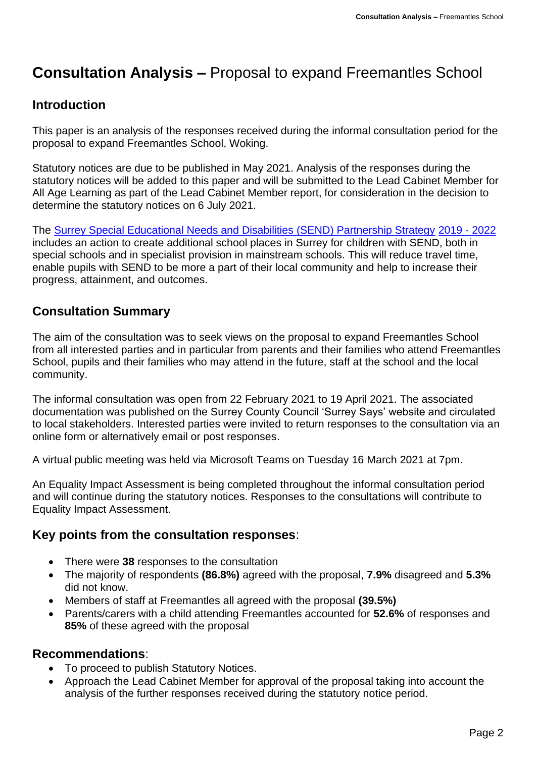# **Consultation Analysis –** Proposal to expand Freemantles School

## Introduction

This paper is an analysis of the responses received during the informal consultation period for the proposal to expand Freemantles School, Woking.

Statutory notices are due to be published in May 2021. Analysis of the responses during the statutory notices will be added to this paper and will be submitted to the Lead Cabinet Member for All Age Learning as part of the Lead Cabinet Member report, for consideration in the decision to determine the statutory notices on 6 July 2021.

The Surrey Special Educational Needs and Disabilities (SEND) Partnership Strategy 2019 - 2022 includes an action to create additional school places in Surrey for children with SEND, both in special schools and in specialist provision in mainstream schools. This will reduce travel time, enable pupils with SEND to be more a part of their local community and help to increase their progress, attainment, and outcomes.

## Consultation Summary

The aim of the consultation was to seek views on the proposal to expand Freemantles School from all interested parties and in particular from parents and their families who attend Freemantles School, pupils and their families who may attend in the future, staff at the school and the local community.

The informal consultation was open from 22 February 2021 to 19 April 2021. The associated documentation was published on the Surrey County Council 'Surrey Says' website and circulated to local stakeholders. Interested parties were invited to return responses to the consultation via an online form or alternatively email or post responses.

A virtual public meeting was held via Microsoft Teams on Tuesday 16 March 2021 at 7pm.

An Equality Impact Assessment is being completed throughout the informal consultation period and will continue during the statutory notices. Responses to the consultations will contribute to Equality Impact Assessment.

## **Key points from the consultation responses**:

- There were **38** responses to the consultation
- The majority of respondents **(86.8%)** agreed with the proposal, **7.9%** disagreed and **5.3%** did not know.
- Members of staff at Freemantles all agreed with the proposal **(39.5%)**
- Parents/carers with a child attending Freemantles accounted for **52.6%** of responses and **85%** of these agreed with the proposal

## **Recommendations**:

- To proceed to publish Statutory Notices.
- Approach the Lead Cabinet Member for approval of the proposal taking into account the analysis of the further responses received during the statutory notice period.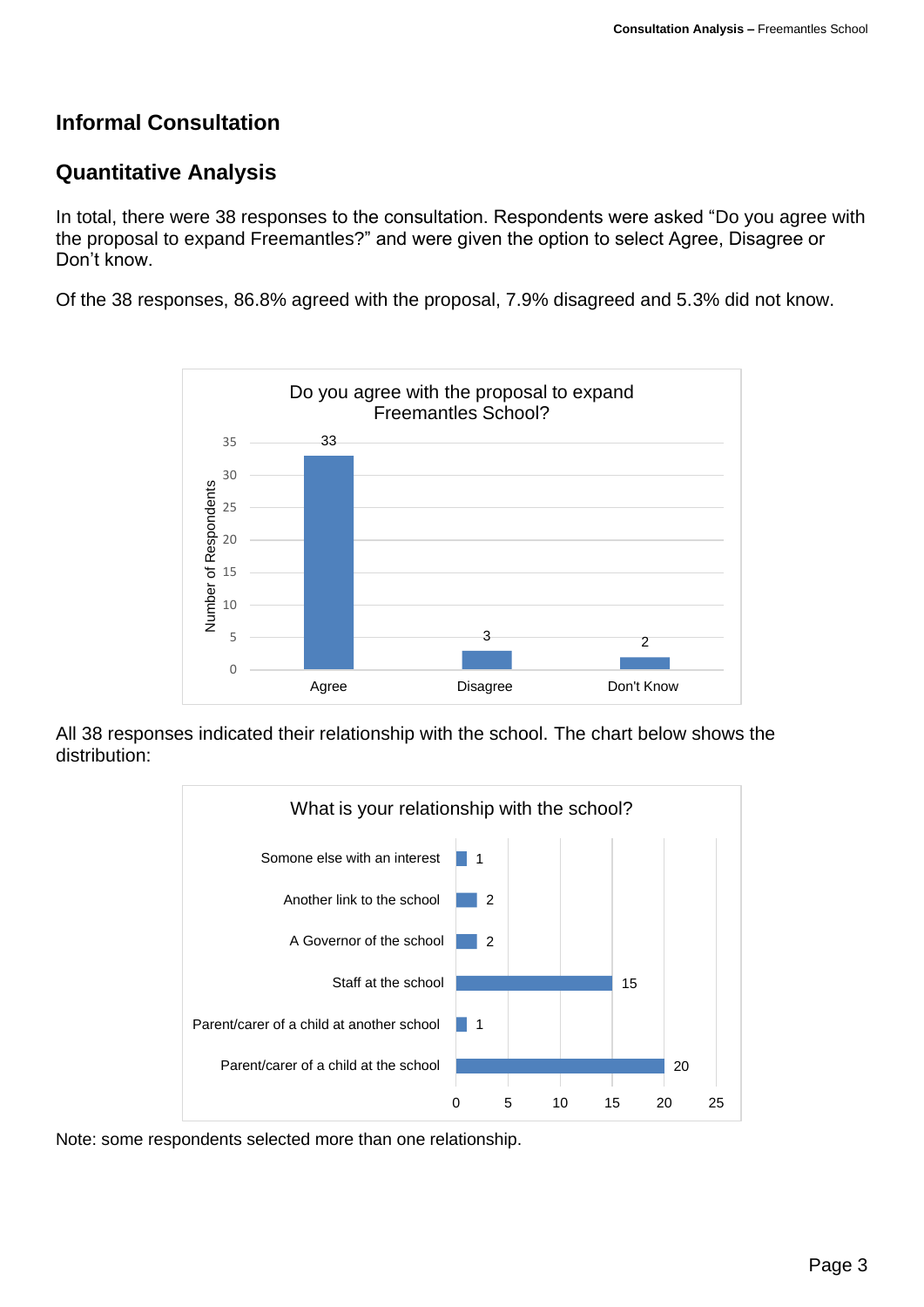## Informal Consultation

## Quantitative Analysis

In total, there were 38 responses to the consultation. Respondents were asked "Do you agree with the proposal to expand Freemantles?" and were given the option to select Agree, Disagree or Don't know.

Of the 38 responses, 86.8% agreed with the proposal, 7.9% disagreed and 5.3% did not know.

**Do you agree with the proposal to expand Freemantles School?**

| Response | Number of Respondents |
|---|---|
| Agree | 33 |
| Disagree | 3 |
| Don't Know | 2 |

All 38 responses indicated their relationship with the school. The chart below shows the distribution:

**What is your relationship with the school?**

| Relationship | Number |
|---|---|
| Somone else with an interest | 1 |
| Another link to the school | 2 |
| A Governor of the school | 2 |
| Staff at the school | 15 |
| Parent/carer of a child at another school | 1 |
| Parent/carer of a child at the school | 20 |

Note: some respondents selected more than one relationship.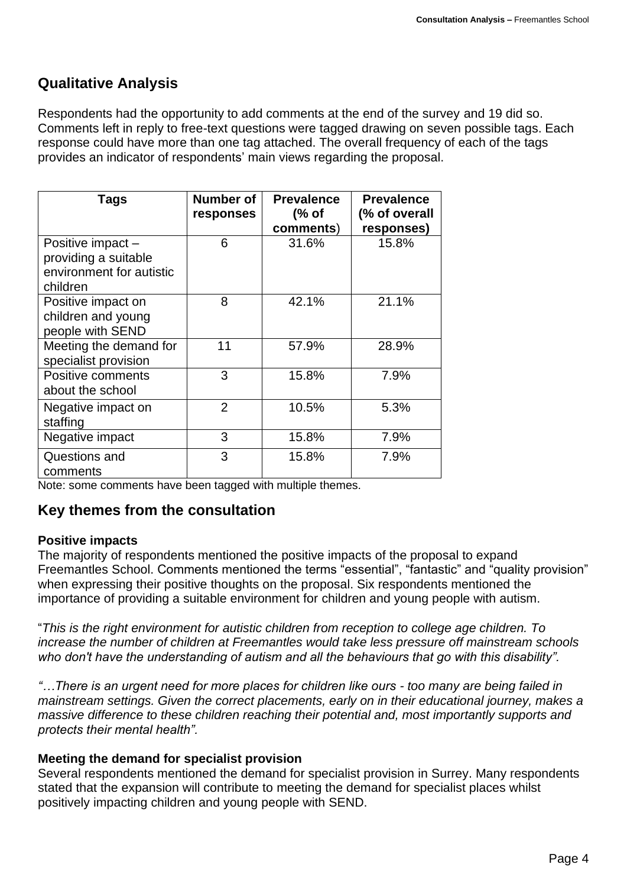## Qualitative Analysis

Respondents had the opportunity to add comments at the end of the survey and 19 did so. Comments left in reply to free-text questions were tagged drawing on seven possible tags. Each response could have more than one tag attached. The overall frequency of each of the tags provides an indicator of respondents' main views regarding the proposal.

| Tags | Number of responses | Prevalence (% of comments) | Prevalence (% of overall responses) |
|---|---|---|---|
| Positive impact – providing a suitable environment for autistic children | 6 | 31.6% | 15.8% |
| Positive impact on children and young people with SEND | 8 | 42.1% | 21.1% |
| Meeting the demand for specialist provision | 11 | 57.9% | 28.9% |
| Positive comments about the school | 3 | 15.8% | 7.9% |
| Negative impact on staffing | 2 | 10.5% | 5.3% |
| Negative impact | 3 | 15.8% | 7.9% |
| Questions and comments | 3 | 15.8% | 7.9% |

Note: some comments have been tagged with multiple themes.

## Key themes from the consultation

### Positive impacts

The majority of respondents mentioned the positive impacts of the proposal to expand Freemantles School. Comments mentioned the terms "essential", "fantastic" and "quality provision" when expressing their positive thoughts on the proposal. Six respondents mentioned the importance of providing a suitable environment for children and young people with autism.

"*This is the right environment for autistic children from reception to college age children. To increase the number of children at Freemantles would take less pressure off mainstream schools who don't have the understanding of autism and all the behaviours that go with this disability".*

*"…There is an urgent need for more places for children like ours - too many are being failed in mainstream settings. Given the correct placements, early on in their educational journey, makes a massive difference to these children reaching their potential and, most importantly supports and protects their mental health".*

### Meeting the demand for specialist provision

Several respondents mentioned the demand for specialist provision in Surrey. Many respondents stated that the expansion will contribute to meeting the demand for specialist places whilst positively impacting children and young people with SEND.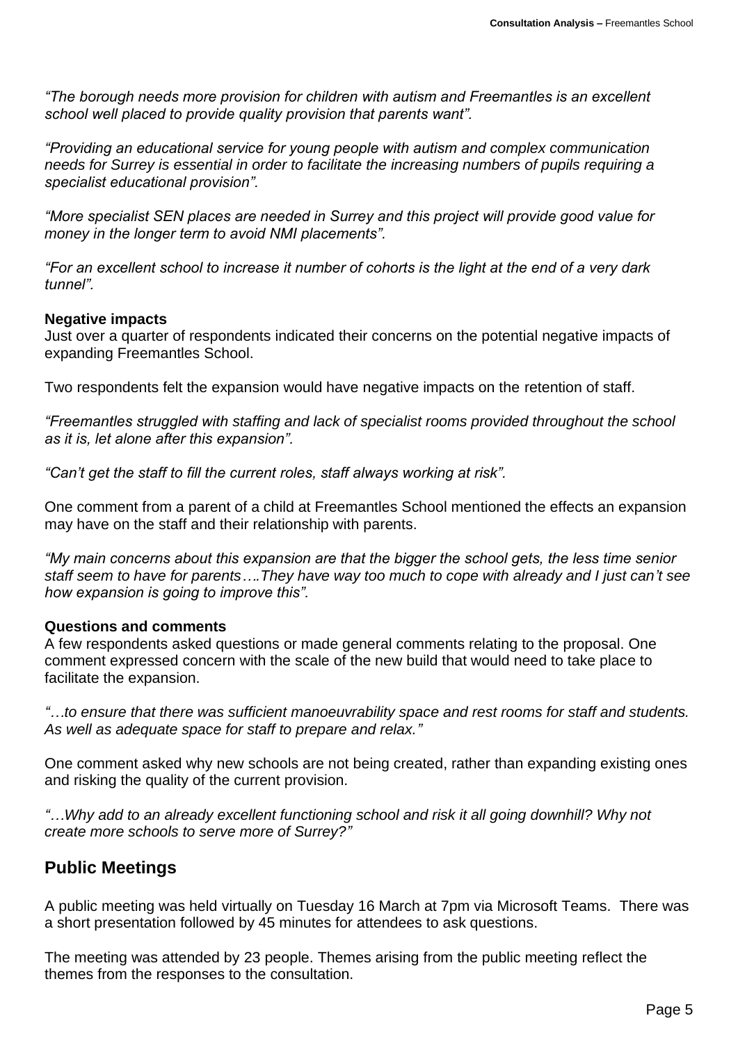*"The borough needs more provision for children with autism and Freemantles is an excellent school well placed to provide quality provision that parents want".*

*"Providing an educational service for young people with autism and complex communication needs for Surrey is essential in order to facilitate the increasing numbers of pupils requiring a specialist educational provision".*

*"More specialist SEN places are needed in Surrey and this project will provide good value for money in the longer term to avoid NMI placements".*

*"For an excellent school to increase it number of cohorts is the light at the end of a very dark tunnel".*

**Negative impacts**

Just over a quarter of respondents indicated their concerns on the potential negative impacts of expanding Freemantles School.

Two respondents felt the expansion would have negative impacts on the retention of staff.

*"Freemantles struggled with staffing and lack of specialist rooms provided throughout the school as it is, let alone after this expansion".*

*"Can't get the staff to fill the current roles, staff always working at risk".*

One comment from a parent of a child at Freemantles School mentioned the effects an expansion may have on the staff and their relationship with parents.

*"My main concerns about this expansion are that the bigger the school gets, the less time senior staff seem to have for parents….They have way too much to cope with already and I just can't see how expansion is going to improve this".*

**Questions and comments**

A few respondents asked questions or made general comments relating to the proposal. One comment expressed concern with the scale of the new build that would need to take place to facilitate the expansion.

*"…to ensure that there was sufficient manoeuvrability space and rest rooms for staff and students. As well as adequate space for staff to prepare and relax."*

One comment asked why new schools are not being created, rather than expanding existing ones and risking the quality of the current provision.

*"…Why add to an already excellent functioning school and risk it all going downhill? Why not create more schools to serve more of Surrey?"*

## Public Meetings

A public meeting was held virtually on Tuesday 16 March at 7pm via Microsoft Teams. There was a short presentation followed by 45 minutes for attendees to ask questions.

The meeting was attended by 23 people. Themes arising from the public meeting reflect the themes from the responses to the consultation.